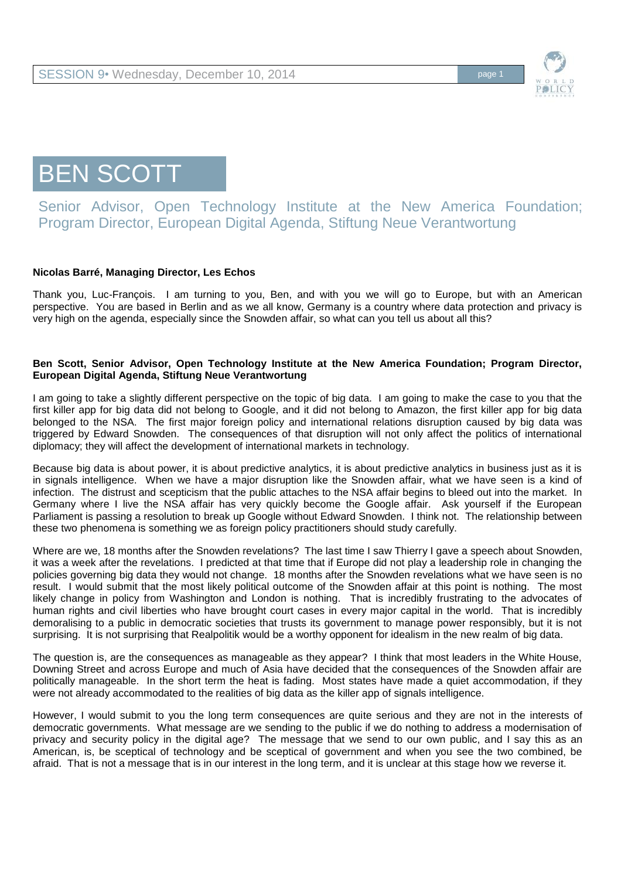# BEN SCOTT

Senior Advisor, Open Technology Institute at the New America Foundation; Program Director, European Digital Agenda, Stiftung Neue Verantwortung

**Nicolas Barré, Managing Director, Les Echos**

Thank you, Luc-François. I am turning to you, Ben, and with you we will go to Europe, but with an American perspective. You are based in Berlin and as we all know, Germany is a country where data protection and privacy is very high on the agenda, especially since the Snowden affair, so what can you tell us about all this?

**Ben Scott, Senior Advisor, Open Technology Institute at the New America Foundation; Program Director, European Digital Agenda, Stiftung Neue Verantwortung**

I am going to take a slightly different perspective on the topic of big data. I am going to make the case to you that the first killer app for big data did not belong to Google, and it did not belong to Amazon, the first killer app for big data belonged to the NSA. The first major foreign policy and international relations disruption caused by big data was triggered by Edward Snowden. The consequences of that disruption will not only affect the politics of international diplomacy; they will affect the development of international markets in technology.

Because big data is about power, it is about predictive analytics, it is about predictive analytics in business just as it is in signals intelligence. When we have a major disruption like the Snowden affair, what we have seen is a kind of infection. The distrust and scepticism that the public attaches to the NSA affair begins to bleed out into the market. In Germany where I live the NSA affair has very quickly become the Google affair. Ask yourself if the European Parliament is passing a resolution to break up Google without Edward Snowden. I think not. The relationship between these two phenomena is something we as foreign policy practitioners should study carefully.

Where are we, 18 months after the Snowden revelations? The last time I saw Thierry I gave a speech about Snowden, it was a week after the revelations. I predicted at that time that if Europe did not play a leadership role in changing the policies governing big data they would not change. 18 months after the Snowden revelations what we have seen is no result. I would submit that the most likely political outcome of the Snowden affair at this point is nothing. The most likely change in policy from Washington and London is nothing. That is incredibly frustrating to the advocates of human rights and civil liberties who have brought court cases in every major capital in the world. That is incredibly demoralising to a public in democratic societies that trusts its government to manage power responsibly, but it is not surprising. It is not surprising that Realpolitik would be a worthy opponent for idealism in the new realm of big data.

The question is, are the consequences as manageable as they appear? I think that most leaders in the White House, Downing Street and across Europe and much of Asia have decided that the consequences of the Snowden affair are politically manageable. In the short term the heat is fading. Most states have made a quiet accommodation, if they were not already accommodated to the realities of big data as the killer app of signals intelligence.

However, I would submit to you the long term consequences are quite serious and they are not in the interests of democratic governments. What message are we sending to the public if we do nothing to address a modernisation of privacy and security policy in the digital age? The message that we send to our own public, and I say this as an American, is, be sceptical of technology and be sceptical of government and when you see the two combined, be afraid. That is not a message that is in our interest in the long term, and it is unclear at this stage how we reverse it.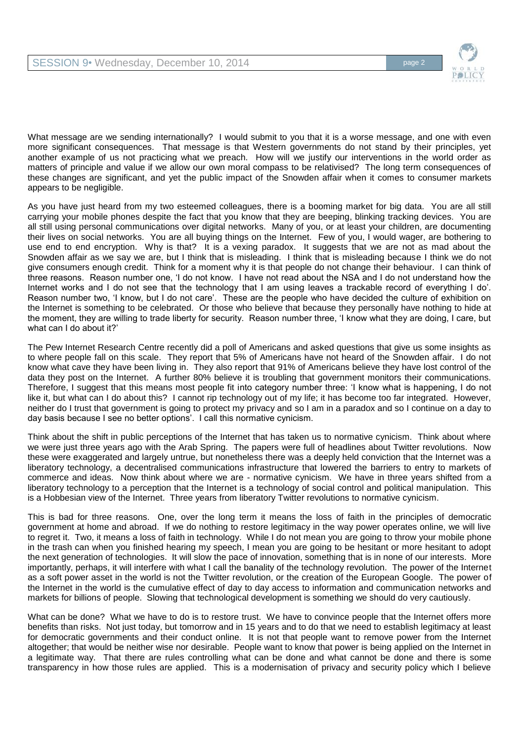What message are we sending internationally? I would submit to you that it is a worse message, and one with even more significant consequences. That message is that Western governments do not stand by their principles, yet another example of us not practicing what we preach. How will we justify our interventions in the world order as matters of principle and value if we allow our own moral compass to be relativised? The long term consequences of these changes are significant, and yet the public impact of the Snowden affair when it comes to consumer markets appears to be negligible.

As you have just heard from my two esteemed colleagues, there is a booming market for big data. You are all still carrying your mobile phones despite the fact that you know that they are beeping, blinking tracking devices. You are all still using personal communications over digital networks. Many of you, or at least your children, are documenting their lives on social networks. You are all buying things on the Internet. Few of you, I would wager, are bothering to use end to end encryption. Why is that? It is a vexing paradox. It suggests that we are not as mad about the Snowden affair as we say we are, but I think that is misleading. I think that is misleading because I think we do not give consumers enough credit. Think for a moment why it is that people do not change their behaviour. I can think of three reasons. Reason number one, 'I do not know. I have not read about the NSA and I do not understand how the Internet works and I do not see that the technology that I am using leaves a trackable record of everything I do'. Reason number two, 'I know, but I do not care'. These are the people who have decided the culture of exhibition on the Internet is something to be celebrated. Or those who believe that because they personally have nothing to hide at the moment, they are willing to trade liberty for security. Reason number three, 'I know what they are doing, I care, but what can I do about it?'

The Pew Internet Research Centre recently did a poll of Americans and asked questions that give us some insights as to where people fall on this scale. They report that 5% of Americans have not heard of the Snowden affair. I do not know what cave they have been living in. They also report that 91% of Americans believe they have lost control of the data they post on the Internet. A further 80% believe it is troubling that government monitors their communications. Therefore, I suggest that this means most people fit into category number three: 'I know what is happening, I do not like it, but what can I do about this? I cannot rip technology out of my life; it has become too far integrated. However, neither do I trust that government is going to protect my privacy and so I am in a paradox and so I continue on a day to day basis because I see no better options'. I call this normative cynicism.

Think about the shift in public perceptions of the Internet that has taken us to normative cynicism. Think about where we were just three years ago with the Arab Spring. The papers were full of headlines about Twitter revolutions. Now these were exaggerated and largely untrue, but nonetheless there was a deeply held conviction that the Internet was a liberatory technology, a decentralised communications infrastructure that lowered the barriers to entry to markets of commerce and ideas. Now think about where we are - normative cynicism. We have in three years shifted from a liberatory technology to a perception that the Internet is a technology of social control and political manipulation. This is a Hobbesian view of the Internet. Three years from liberatory Twitter revolutions to normative cynicism.

This is bad for three reasons. One, over the long term it means the loss of faith in the principles of democratic government at home and abroad. If we do nothing to restore legitimacy in the way power operates online, we will live to regret it. Two, it means a loss of faith in technology. While I do not mean you are going to throw your mobile phone in the trash can when you finished hearing my speech, I mean you are going to be hesitant or more hesitant to adopt the next generation of technologies. It will slow the pace of innovation, something that is in none of our interests. More importantly, perhaps, it will interfere with what I call the banality of the technology revolution. The power of the Internet as a soft power asset in the world is not the Twitter revolution, or the creation of the European Google. The power of the Internet in the world is the cumulative effect of day to day access to information and communication networks and markets for billions of people. Slowing that technological development is something we should do very cautiously.

What can be done? What we have to do is to restore trust. We have to convince people that the Internet offers more benefits than risks. Not just today, but tomorrow and in 15 years and to do that we need to establish legitimacy at least for democratic governments and their conduct online. It is not that people want to remove power from the Internet altogether; that would be neither wise nor desirable. People want to know that power is being applied on the Internet in a legitimate way. That there are rules controlling what can be done and what cannot be done and there is some transparency in how those rules are applied. This is a modernisation of privacy and security policy which I believe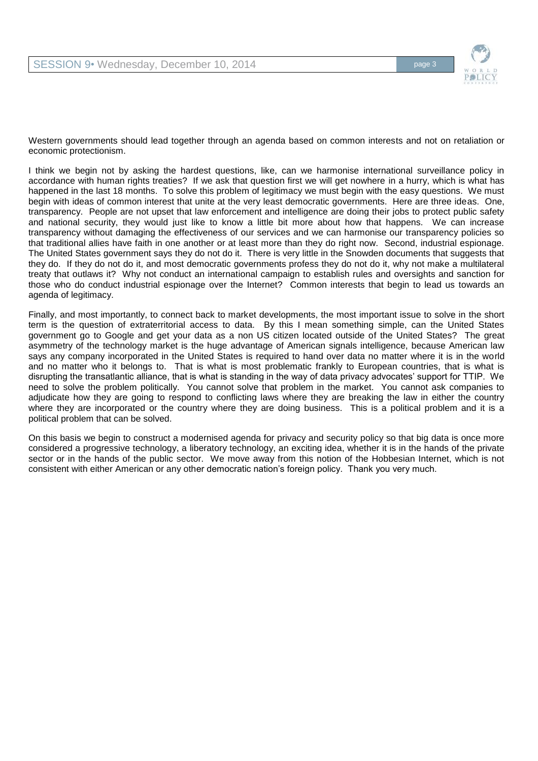Western governments should lead together through an agenda based on common interests and not on retaliation or economic protectionism.

I think we begin not by asking the hardest questions, like, can we harmonise international surveillance policy in accordance with human rights treaties? If we ask that question first we will get nowhere in a hurry, which is what has happened in the last 18 months. To solve this problem of legitimacy we must begin with the easy questions. We must begin with ideas of common interest that unite at the very least democratic governments. Here are three ideas. One, transparency. People are not upset that law enforcement and intelligence are doing their jobs to protect public safety and national security, they would just like to know a little bit more about how that happens. We can increase transparency without damaging the effectiveness of our services and we can harmonise our transparency policies so that traditional allies have faith in one another or at least more than they do right now. Second, industrial espionage. The United States government says they do not do it. There is very little in the Snowden documents that suggests that they do. If they do not do it, and most democratic governments profess they do not do it, why not make a multilateral treaty that outlaws it? Why not conduct an international campaign to establish rules and oversights and sanction for those who do conduct industrial espionage over the Internet? Common interests that begin to lead us towards an agenda of legitimacy.

Finally, and most importantly, to connect back to market developments, the most important issue to solve in the short term is the question of extraterritorial access to data. By this I mean something simple, can the United States government go to Google and get your data as a non US citizen located outside of the United States? The great asymmetry of the technology market is the huge advantage of American signals intelligence, because American law says any company incorporated in the United States is required to hand over data no matter where it is in the world and no matter who it belongs to. That is what is most problematic frankly to European countries, that is what is disrupting the transatlantic alliance, that is what is standing in the way of data privacy advocates' support for TTIP. We need to solve the problem politically. You cannot solve that problem in the market. You cannot ask companies to adjudicate how they are going to respond to conflicting laws where they are breaking the law in either the country where they are incorporated or the country where they are doing business. This is a political problem and it is a political problem that can be solved.

On this basis we begin to construct a modernised agenda for privacy and security policy so that big data is once more considered a progressive technology, a liberatory technology, an exciting idea, whether it is in the hands of the private sector or in the hands of the public sector. We move away from this notion of the Hobbesian Internet, which is not consistent with either American or any other democratic nation's foreign policy. Thank you very much.